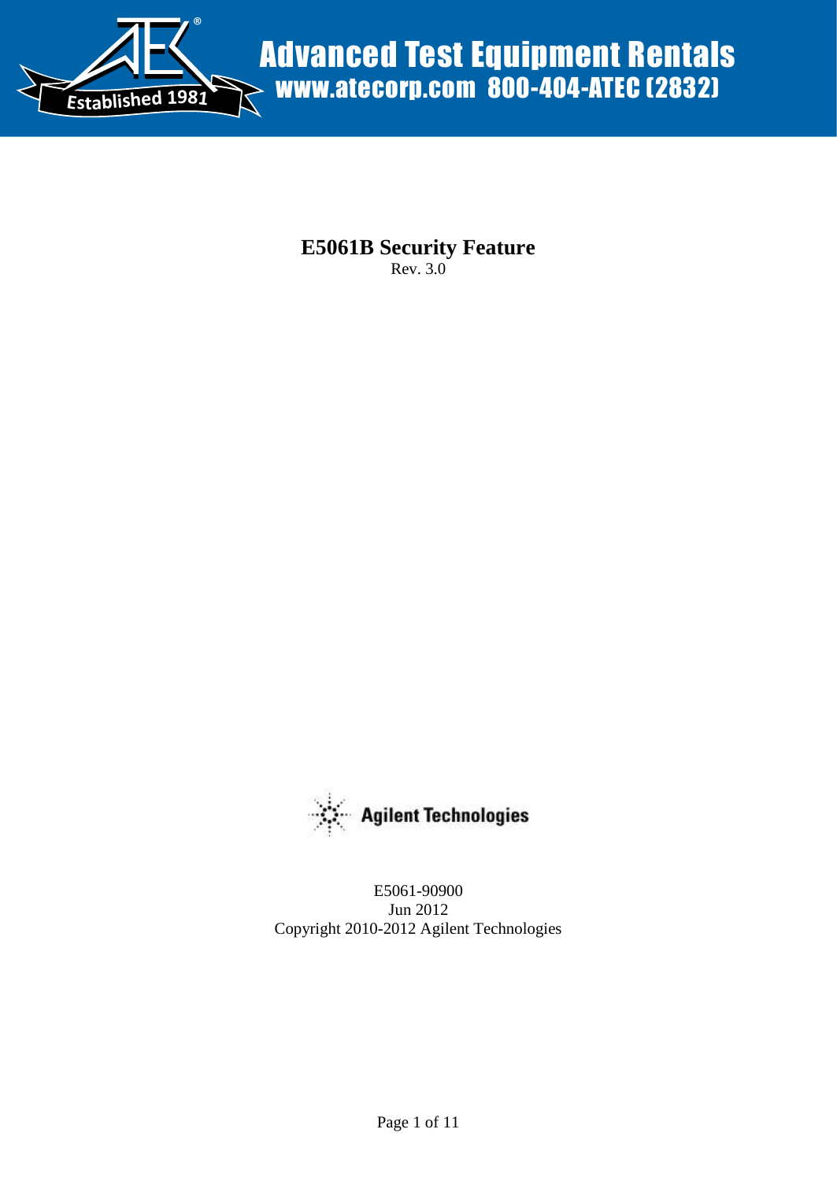Advanced Test Equipment Rentals
www.atecorp.com 800-404-ATEC (2832)

Established 1981

# E5061B Security Feature

Rev. 3.0

Agilent Technologies

E5061-90900
Jun 2012
Copyright 2010-2012 Agilent Technologies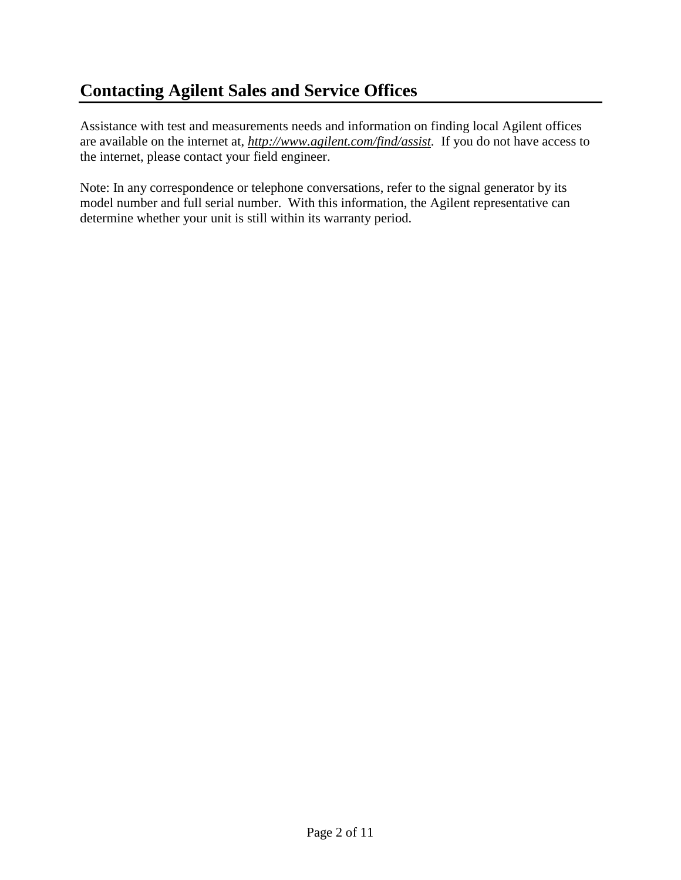## Contacting Agilent Sales and Service Offices

Assistance with test and measurements needs and information on finding local Agilent offices are available on the internet at, ***http://www.agilent.com/find/assist***. If you do not have access to the internet, please contact your field engineer.

Note: In any correspondence or telephone conversations, refer to the signal generator by its model number and full serial number. With this information, the Agilent representative can determine whether your unit is still within its warranty period.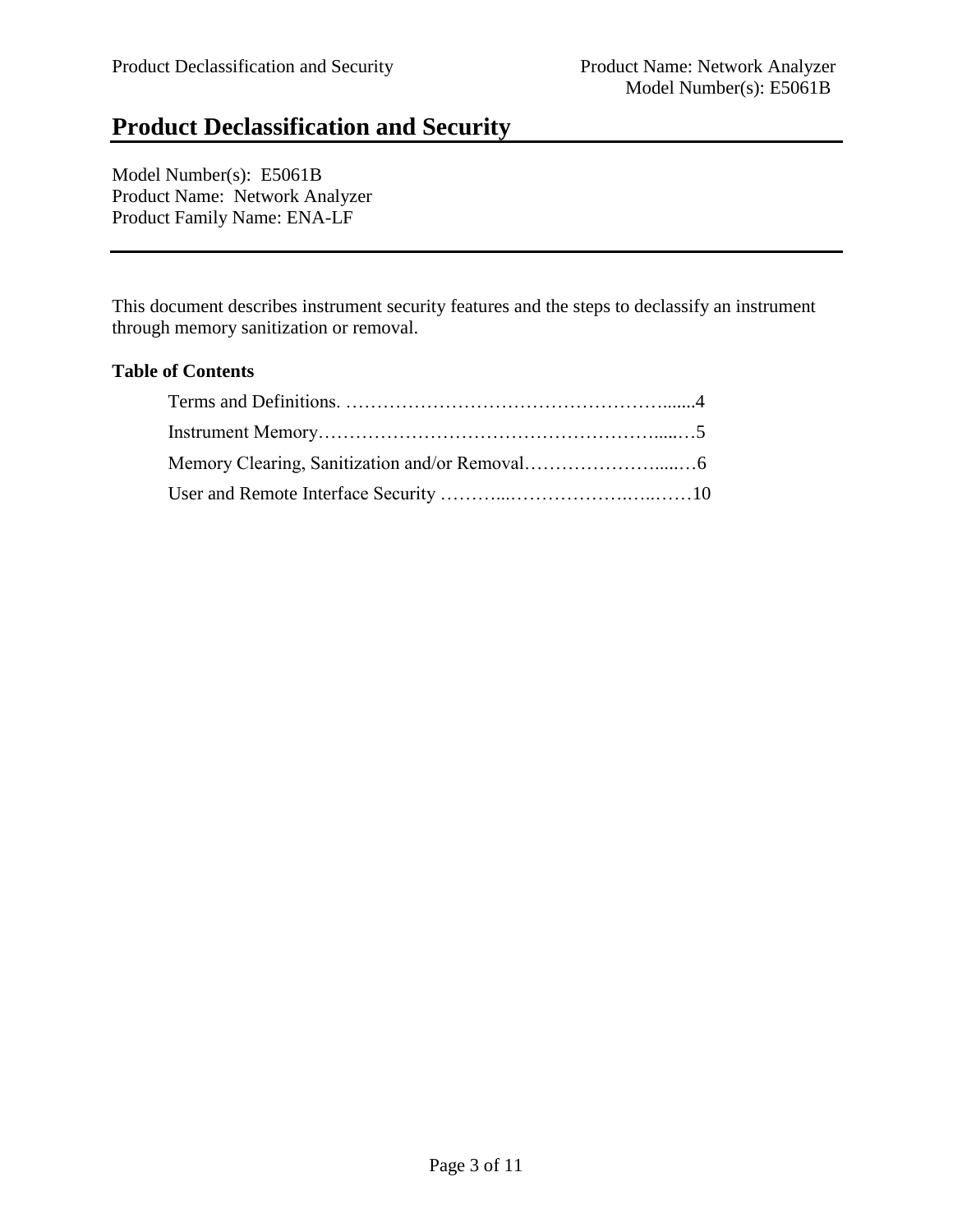# Product Declassification and Security

Model Number(s): E5061B
Product Name: Network Analyzer
Product Family Name: ENA-LF

---

This document describes instrument security features and the steps to declassify an instrument through memory sanitization or removal.

**Table of Contents**

Terms and Definitions. ……………………………………………......4

Instrument Memory…………………………………………….....…5

Memory Clearing, Sanitization and/or Removal…………………....…6

User and Remote Interface Security ………...……………….…..……10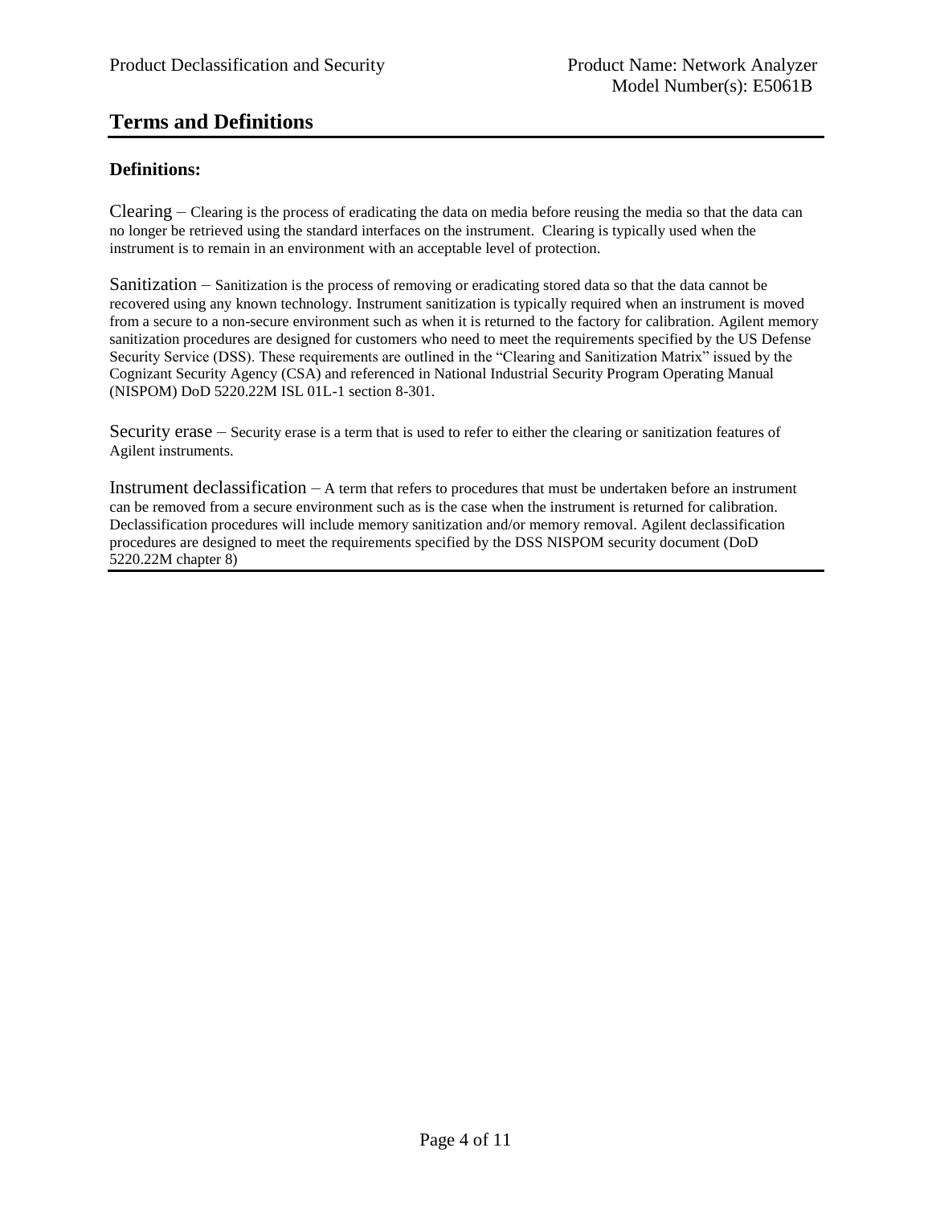# Terms and Definitions

### Definitions:

Clearing – Clearing is the process of eradicating the data on media before reusing the media so that the data can no longer be retrieved using the standard interfaces on the instrument. Clearing is typically used when the instrument is to remain in an environment with an acceptable level of protection.

Sanitization – Sanitization is the process of removing or eradicating stored data so that the data cannot be recovered using any known technology. Instrument sanitization is typically required when an instrument is moved from a secure to a non-secure environment such as when it is returned to the factory for calibration. Agilent memory sanitization procedures are designed for customers who need to meet the requirements specified by the US Defense Security Service (DSS). These requirements are outlined in the "Clearing and Sanitization Matrix" issued by the Cognizant Security Agency (CSA) and referenced in National Industrial Security Program Operating Manual (NISPOM) DoD 5220.22M ISL 01L-1 section 8-301.

Security erase – Security erase is a term that is used to refer to either the clearing or sanitization features of Agilent instruments.

Instrument declassification – A term that refers to procedures that must be undertaken before an instrument can be removed from a secure environment such as is the case when the instrument is returned for calibration. Declassification procedures will include memory sanitization and/or memory removal. Agilent declassification procedures are designed to meet the requirements specified by the DSS NISPOM security document (DoD 5220.22M chapter 8)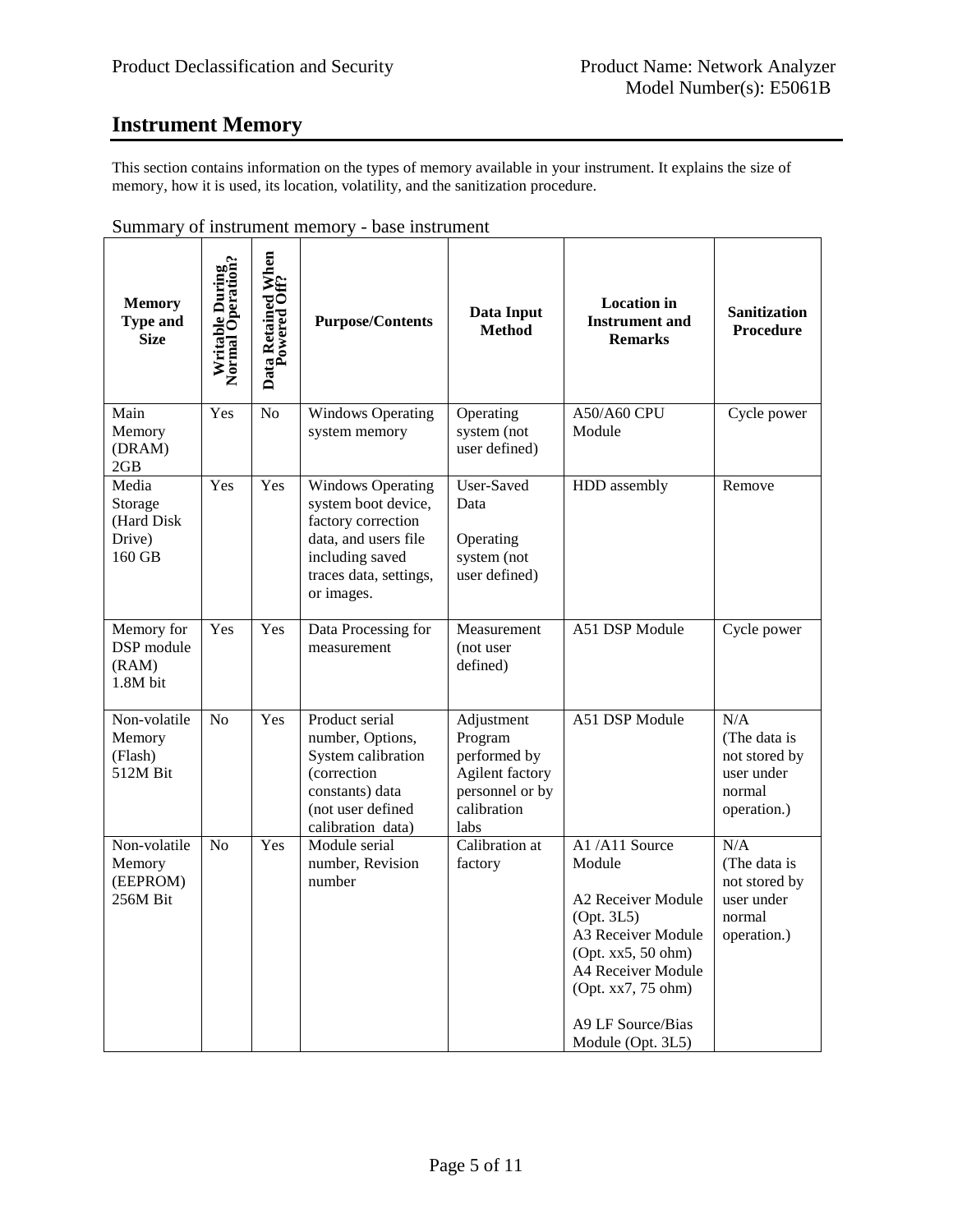## Instrument Memory

This section contains information on the types of memory available in your instrument. It explains the size of memory, how it is used, its location, volatility, and the sanitization procedure.

Summary of instrument memory - base instrument

| Memory Type and Size | Writable During Normal Operation? | Data Retained When Powered Off? | Purpose/Contents | Data Input Method | Location in Instrument and Remarks | Sanitization Procedure |
|---|---|---|---|---|---|---|
| Main Memory (DRAM) 2GB | Yes | No | Windows Operating system memory | Operating system (not user defined) | A50/A60 CPU Module | Cycle power |
| Media Storage (Hard Disk Drive) 160 GB | Yes | Yes | Windows Operating system boot device, factory correction data, and users file including saved traces data, settings, or images. | User-Saved Data<br><br>Operating system (not user defined) | HDD assembly | Remove |
| Memory for DSP module (RAM) 1.8M bit | Yes | Yes | Data Processing for measurement | Measurement (not user defined) | A51 DSP Module | Cycle power |
| Non-volatile Memory (Flash) 512M Bit | No | Yes | Product serial number, Options, System calibration (correction constants) data (not user defined calibration data) | Adjustment Program performed by Agilent factory personnel or by calibration labs | A51 DSP Module | N/A (The data is not stored by user under normal operation.) |
| Non-volatile Memory (EEPROM) 256M Bit | No | Yes | Module serial number, Revision number | Calibration at factory | A1 /A11 Source Module<br><br>A2 Receiver Module (Opt. 3L5)<br>A3 Receiver Module (Opt. xx5, 50 ohm)<br>A4 Receiver Module (Opt. xx7, 75 ohm)<br><br>A9 LF Source/Bias Module (Opt. 3L5) | N/A (The data is not stored by user under normal operation.) |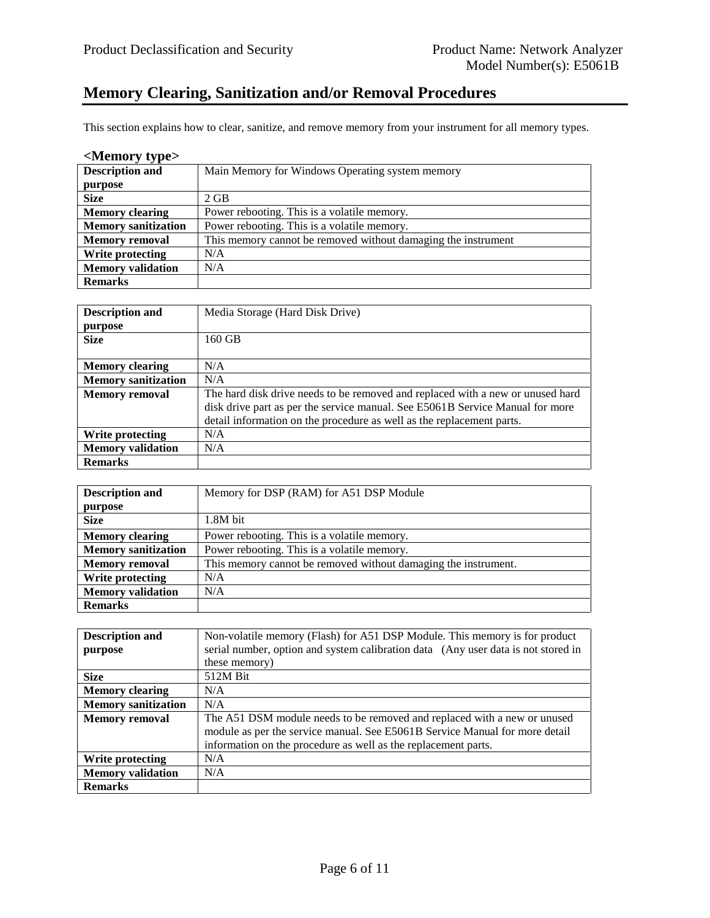# Memory Clearing, Sanitization and/or Removal Procedures

This section explains how to clear, sanitize, and remove memory from your instrument for all memory types.

### <Memory type>

| **Description and purpose** | Main Memory for Windows Operating system memory |
|---|---|
| **Size** | 2 GB |
| **Memory clearing** | Power rebooting. This is a volatile memory. |
| **Memory sanitization** | Power rebooting. This is a volatile memory. |
| **Memory removal** | This memory cannot be removed without damaging the instrument |
| **Write protecting** | N/A |
| **Memory validation** | N/A |
| **Remarks** | |

| **Description and purpose** | Media Storage (Hard Disk Drive) |
|---|---|
| **Size** | 160 GB |
| **Memory clearing** | N/A |
| **Memory sanitization** | N/A |
| **Memory removal** | The hard disk drive needs to be removed and replaced with a new or unused hard disk drive part as per the service manual. See E5061B Service Manual for more detail information on the procedure as well as the replacement parts. |
| **Write protecting** | N/A |
| **Memory validation** | N/A |
| **Remarks** | |

| **Description and purpose** | Memory for DSP (RAM) for A51 DSP Module |
|---|---|
| **Size** | 1.8M bit |
| **Memory clearing** | Power rebooting. This is a volatile memory. |
| **Memory sanitization** | Power rebooting. This is a volatile memory. |
| **Memory removal** | This memory cannot be removed without damaging the instrument. |
| **Write protecting** | N/A |
| **Memory validation** | N/A |
| **Remarks** | |

| **Description and purpose** | Non-volatile memory (Flash) for A51 DSP Module. This memory is for product serial number, option and system calibration data (Any user data is not stored in these memory) |
|---|---|
| **Size** | 512M Bit |
| **Memory clearing** | N/A |
| **Memory sanitization** | N/A |
| **Memory removal** | The A51 DSM module needs to be removed and replaced with a new or unused module as per the service manual. See E5061B Service Manual for more detail information on the procedure as well as the replacement parts. |
| **Write protecting** | N/A |
| **Memory validation** | N/A |
| **Remarks** | |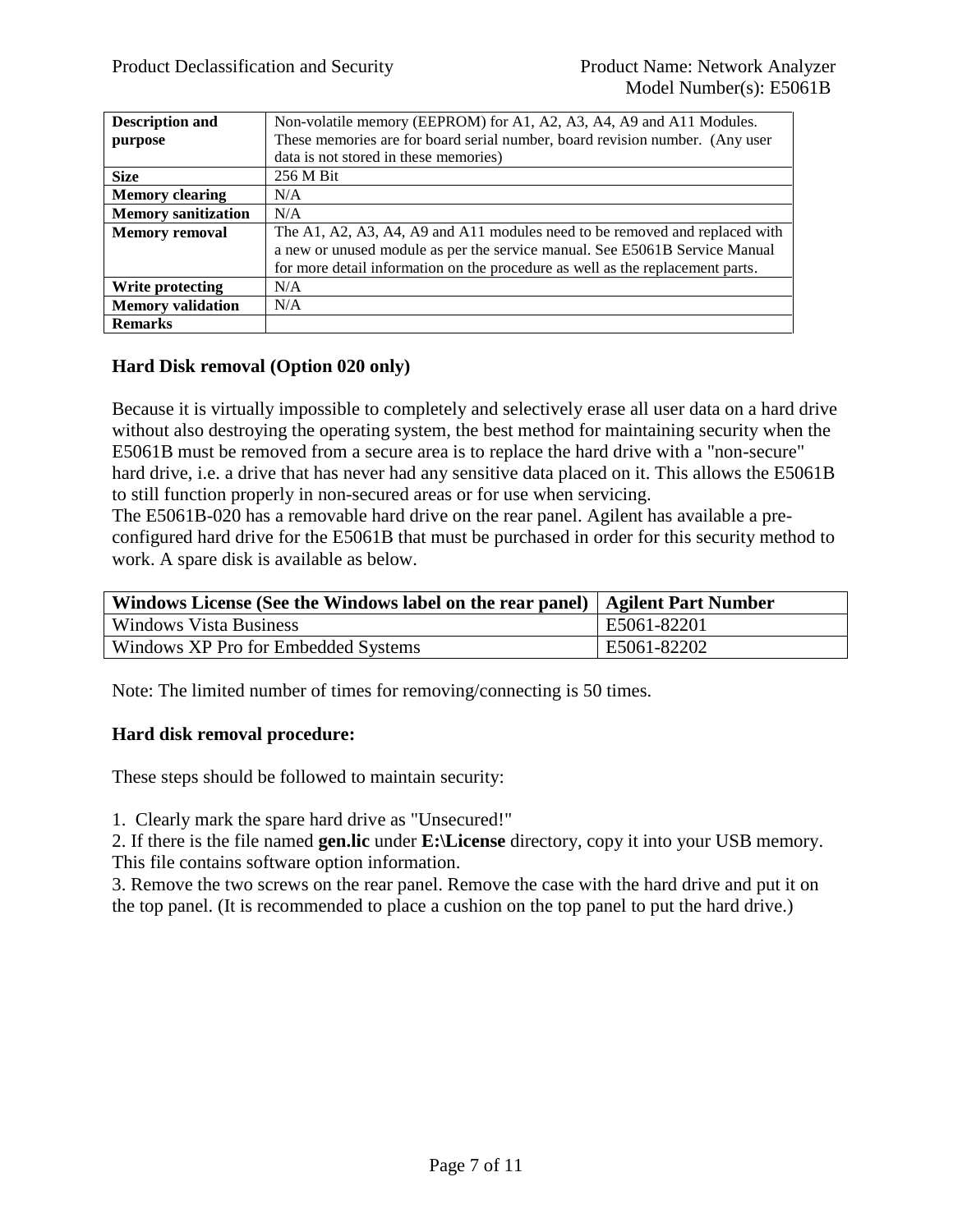| Description and purpose | Non-volatile memory (EEPROM) for A1, A2, A3, A4, A9 and A11 Modules. These memories are for board serial number, board revision number. (Any user data is not stored in these memories) |
|---|---|
| Size | 256 M Bit |
| Memory clearing | N/A |
| Memory sanitization | N/A |
| Memory removal | The A1, A2, A3, A4, A9 and A11 modules need to be removed and replaced with a new or unused module as per the service manual. See E5061B Service Manual for more detail information on the procedure as well as the replacement parts. |
| Write protecting | N/A |
| Memory validation | N/A |
| Remarks | |

**Hard Disk removal (Option 020 only)**

Because it is virtually impossible to completely and selectively erase all user data on a hard drive without also destroying the operating system, the best method for maintaining security when the E5061B must be removed from a secure area is to replace the hard drive with a "non-secure" hard drive, i.e. a drive that has never had any sensitive data placed on it. This allows the E5061B to still function properly in non-secured areas or for use when servicing.
The E5061B-020 has a removable hard drive on the rear panel. Agilent has available a pre-configured hard drive for the E5061B that must be purchased in order for this security method to work. A spare disk is available as below.

| Windows License (See the Windows label on the rear panel) | Agilent Part Number |
|---|---|
| Windows Vista Business | E5061-82201 |
| Windows XP Pro for Embedded Systems | E5061-82202 |

Note: The limited number of times for removing/connecting is 50 times.

**Hard disk removal procedure:**

These steps should be followed to maintain security:

1. Clearly mark the spare hard drive as "Unsecured!"
2. If there is the file named **gen.lic** under **E:\License** directory, copy it into your USB memory. This file contains software option information.
3. Remove the two screws on the rear panel. Remove the case with the hard drive and put it on the top panel. (It is recommended to place a cushion on the top panel to put the hard drive.)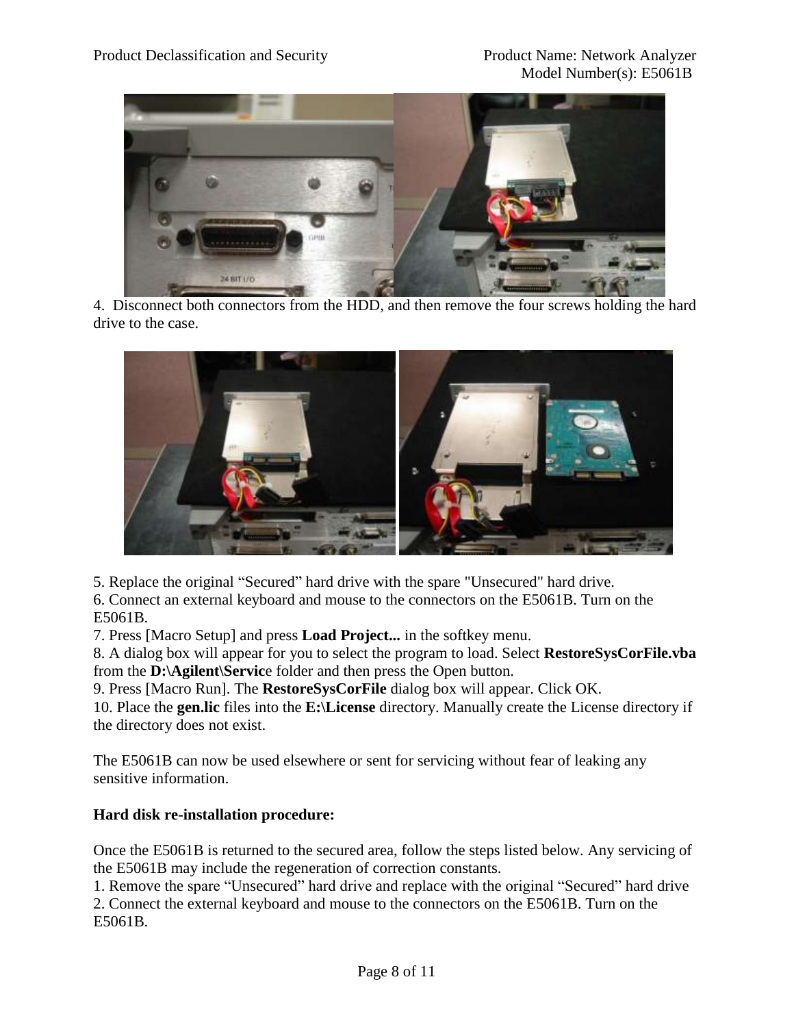4. Disconnect both connectors from the HDD, and then remove the four screws holding the hard drive to the case.

5. Replace the original “Secured” hard drive with the spare "Unsecured" hard drive.
6. Connect an external keyboard and mouse to the connectors on the E5061B. Turn on the E5061B.
7. Press [Macro Setup] and press **Load Project...** in the softkey menu.
8. A dialog box will appear for you to select the program to load. Select **RestoreSysCorFile.vba** from the **D:\Agilent\Servic**e folder and then press the Open button.
9. Press [Macro Run]. The **RestoreSysCorFile** dialog box will appear. Click OK.
10. Place the **gen.lic** files into the **E:\License** directory. Manually create the License directory if the directory does not exist.

The E5061B can now be used elsewhere or sent for servicing without fear of leaking any sensitive information.

**Hard disk re-installation procedure:**

Once the E5061B is returned to the secured area, follow the steps listed below. Any servicing of the E5061B may include the regeneration of correction constants.
1. Remove the spare “Unsecured” hard drive and replace with the original “Secured” hard drive
2. Connect the external keyboard and mouse to the connectors on the E5061B. Turn on the E5061B.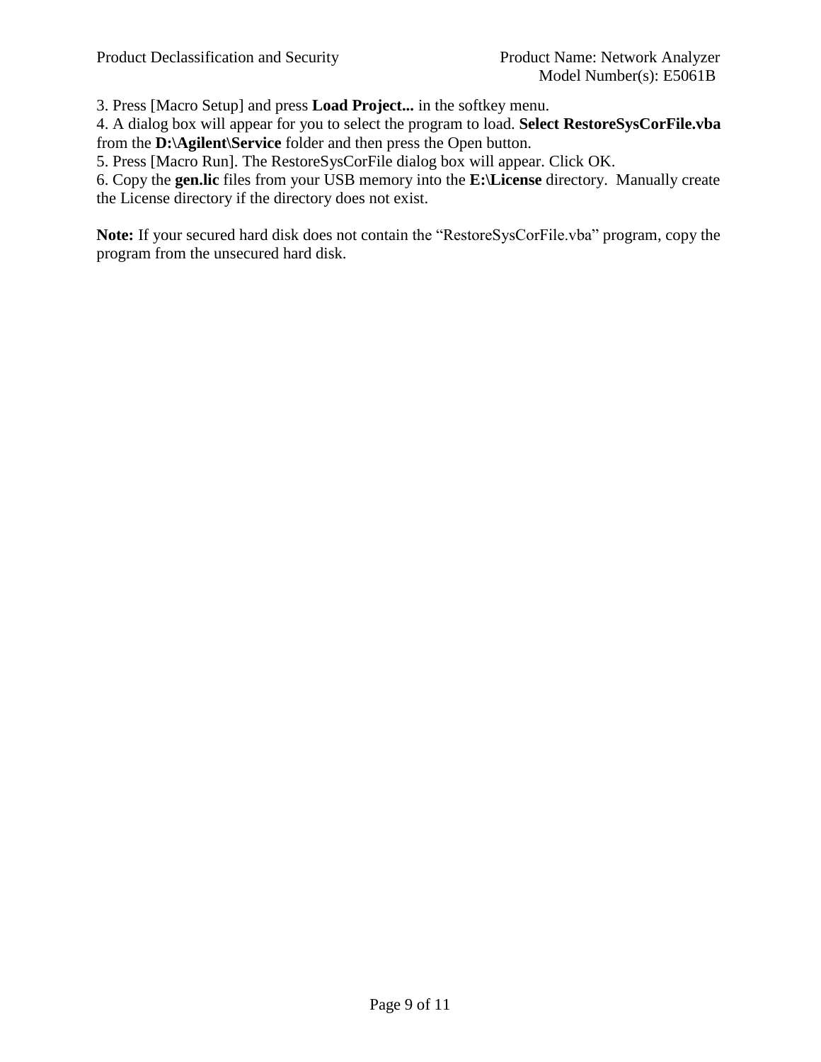3. Press [Macro Setup] and press **Load Project...** in the softkey menu.
4. A dialog box will appear for you to select the program to load. **Select RestoreSysCorFile.vba** from the **D:\Agilent\Service** folder and then press the Open button.
5. Press [Macro Run]. The RestoreSysCorFile dialog box will appear. Click OK.
6. Copy the **gen.lic** files from your USB memory into the **E:\License** directory. Manually create the License directory if the directory does not exist.

**Note:** If your secured hard disk does not contain the "RestoreSysCorFile.vba" program, copy the program from the unsecured hard disk.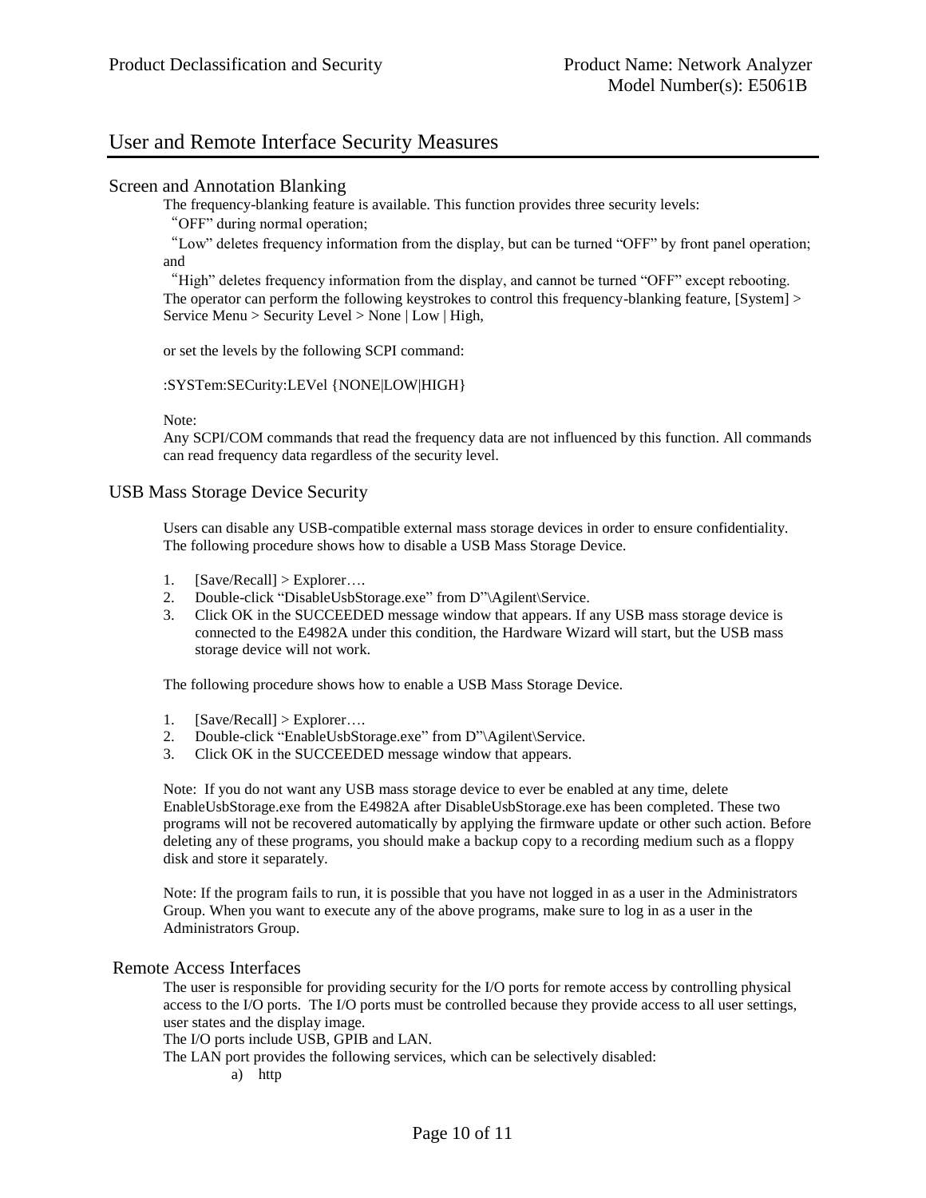# User and Remote Interface Security Measures

## Screen and Annotation Blanking

The frequency-blanking feature is available. This function provides three security levels:

"OFF" during normal operation;

"Low" deletes frequency information from the display, but can be turned "OFF" by front panel operation; and

"High" deletes frequency information from the display, and cannot be turned "OFF" except rebooting.

The operator can perform the following keystrokes to control this frequency-blanking feature, [System] > Service Menu > Security Level > None | Low | High,

or set the levels by the following SCPI command:

:SYSTem:SECurity:LEVel {NONE|LOW|HIGH}

Note:

Any SCPI/COM commands that read the frequency data are not influenced by this function. All commands can read frequency data regardless of the security level.

## USB Mass Storage Device Security

Users can disable any USB-compatible external mass storage devices in order to ensure confidentiality. The following procedure shows how to disable a USB Mass Storage Device.

1. [Save/Recall] > Explorer….
2. Double-click "DisableUsbStorage.exe" from D"\Agilent\Service.
3. Click OK in the SUCCEEDED message window that appears. If any USB mass storage device is connected to the E4982A under this condition, the Hardware Wizard will start, but the USB mass storage device will not work.

The following procedure shows how to enable a USB Mass Storage Device.

1. [Save/Recall] > Explorer….
2. Double-click "EnableUsbStorage.exe" from D"\Agilent\Service.
3. Click OK in the SUCCEEDED message window that appears.

Note: If you do not want any USB mass storage device to ever be enabled at any time, delete EnableUsbStorage.exe from the E4982A after DisableUsbStorage.exe has been completed. These two programs will not be recovered automatically by applying the firmware update or other such action. Before deleting any of these programs, you should make a backup copy to a recording medium such as a floppy disk and store it separately.

Note: If the program fails to run, it is possible that you have not logged in as a user in the Administrators Group. When you want to execute any of the above programs, make sure to log in as a user in the Administrators Group.

## Remote Access Interfaces

The user is responsible for providing security for the I/O ports for remote access by controlling physical access to the I/O ports. The I/O ports must be controlled because they provide access to all user settings, user states and the display image.

The I/O ports include USB, GPIB and LAN.

The LAN port provides the following services, which can be selectively disabled:

a) http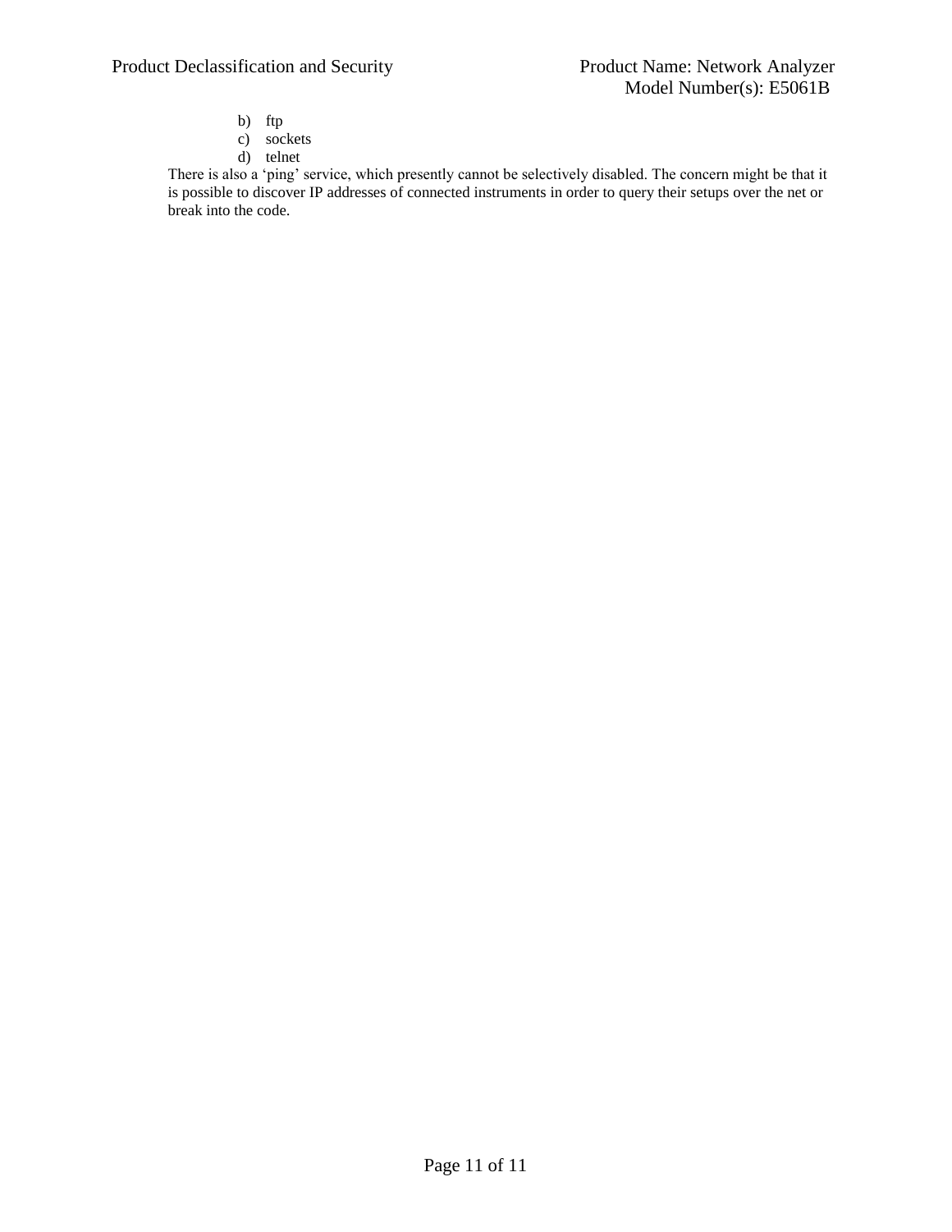b) ftp
c) sockets
d) telnet

There is also a ‘ping’ service, which presently cannot be selectively disabled. The concern might be that it is possible to discover IP addresses of connected instruments in order to query their setups over the net or break into the code.